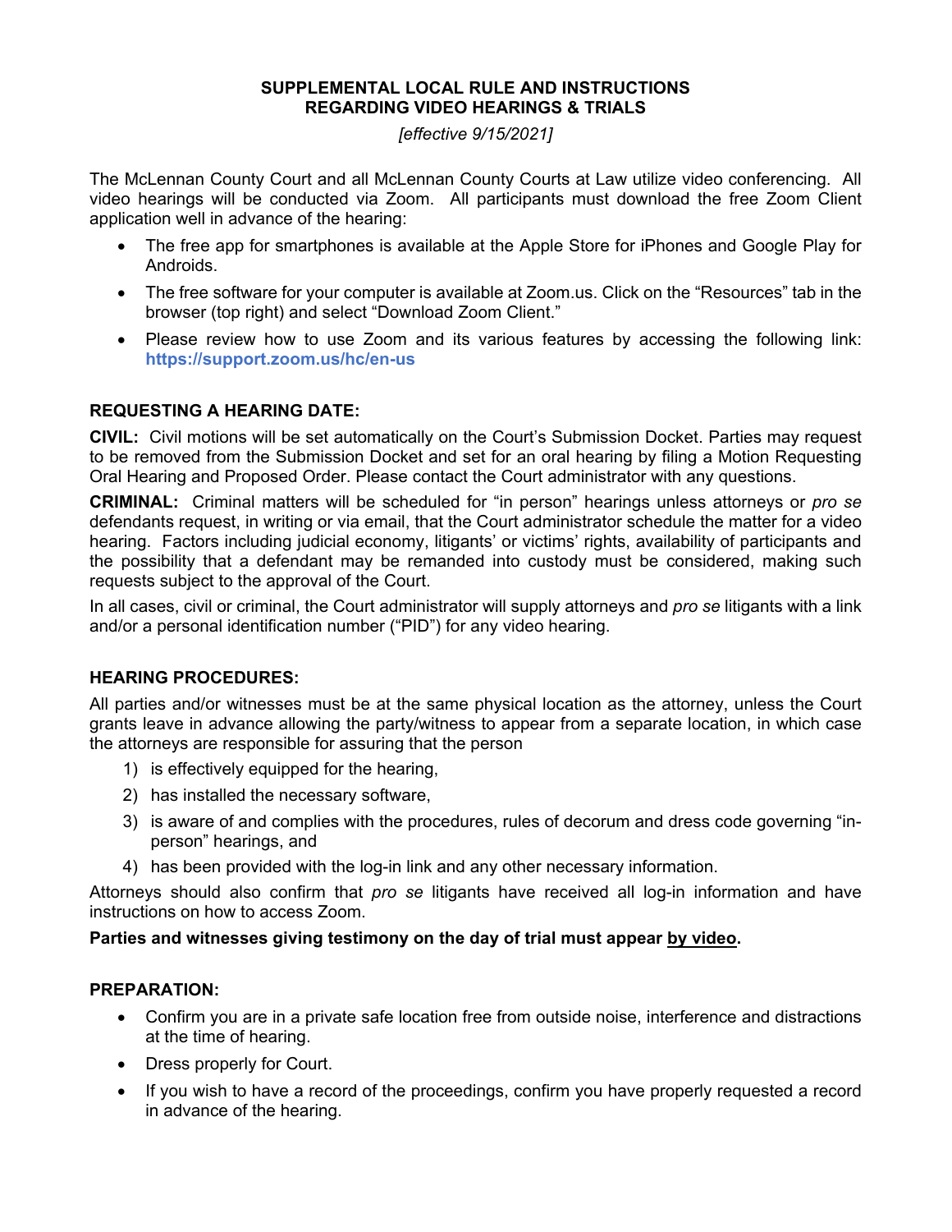# SUPPLEMENTAL LOCAL RULE AND INSTRUCTIONS
# REGARDING VIDEO HEARINGS & TRIALS

*[effective 9/15/2021]*

The McLennan County Court and all McLennan County Courts at Law utilize video conferencing. All video hearings will be conducted via Zoom. All participants must download the free Zoom Client application well in advance of the hearing:

- The free app for smartphones is available at the Apple Store for iPhones and Google Play for Androids.
- The free software for your computer is available at Zoom.us. Click on the "Resources" tab in the browser (top right) and select "Download Zoom Client."
- Please review how to use Zoom and its various features by accessing the following link: **https://support.zoom.us/hc/en-us**

## REQUESTING A HEARING DATE:

**CIVIL:** Civil motions will be set automatically on the Court's Submission Docket. Parties may request to be removed from the Submission Docket and set for an oral hearing by filing a Motion Requesting Oral Hearing and Proposed Order. Please contact the Court administrator with any questions.

**CRIMINAL:** Criminal matters will be scheduled for "in person" hearings unless attorneys or *pro se* defendants request, in writing or via email, that the Court administrator schedule the matter for a video hearing. Factors including judicial economy, litigants' or victims' rights, availability of participants and the possibility that a defendant may be remanded into custody must be considered, making such requests subject to the approval of the Court.

In all cases, civil or criminal, the Court administrator will supply attorneys and *pro se* litigants with a link and/or a personal identification number ("PID") for any video hearing.

## HEARING PROCEDURES:

All parties and/or witnesses must be at the same physical location as the attorney, unless the Court grants leave in advance allowing the party/witness to appear from a separate location, in which case the attorneys are responsible for assuring that the person

1) is effectively equipped for the hearing,
2) has installed the necessary software,
3) is aware of and complies with the procedures, rules of decorum and dress code governing "in-person" hearings, and
4) has been provided with the log-in link and any other necessary information.

Attorneys should also confirm that *pro se* litigants have received all log-in information and have instructions on how to access Zoom.

**Parties and witnesses giving testimony on the day of trial must appear <u>by video</u>.**

## PREPARATION:

- Confirm you are in a private safe location free from outside noise, interference and distractions at the time of hearing.
- Dress properly for Court.
- If you wish to have a record of the proceedings, confirm you have properly requested a record in advance of the hearing.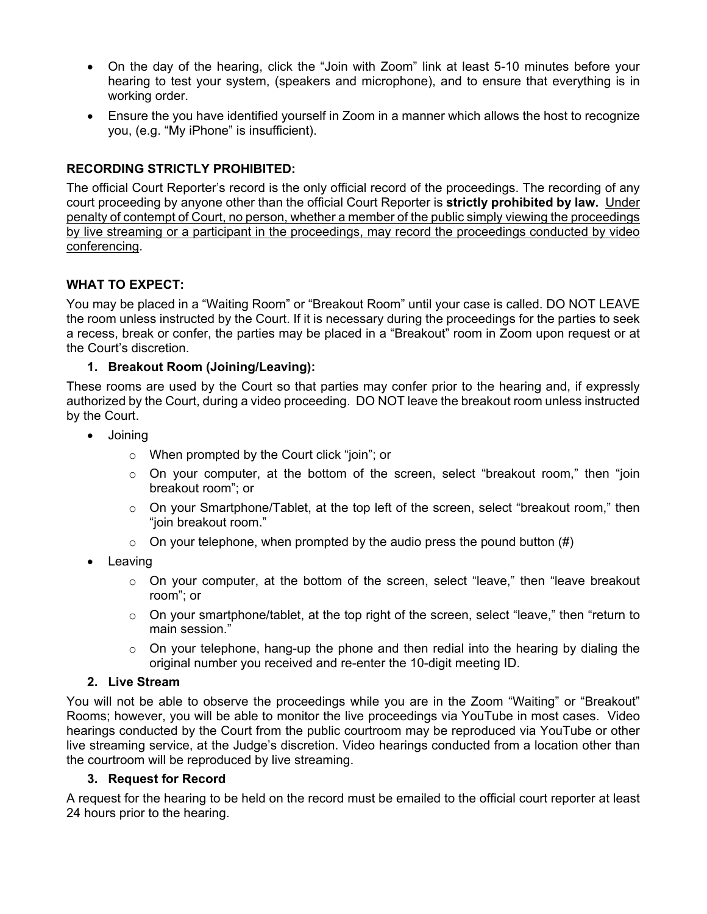- On the day of the hearing, click the "Join with Zoom" link at least 5-10 minutes before your hearing to test your system, (speakers and microphone), and to ensure that everything is in working order.
- Ensure the you have identified yourself in Zoom in a manner which allows the host to recognize you, (e.g. "My iPhone" is insufficient).

**RECORDING STRICTLY PROHIBITED:**

The official Court Reporter's record is the only official record of the proceedings. The recording of any court proceeding by anyone other than the official Court Reporter is **strictly prohibited by law.** <u>Under penalty of contempt of Court, no person, whether a member of the public simply viewing the proceedings by live streaming or a participant in the proceedings, may record the proceedings conducted by video conferencing</u>.

**WHAT TO EXPECT:**

You may be placed in a "Waiting Room" or "Breakout Room" until your case is called. DO NOT LEAVE the room unless instructed by the Court. If it is necessary during the proceedings for the parties to seek a recess, break or confer, the parties may be placed in a "Breakout" room in Zoom upon request or at the Court's discretion.

**1. Breakout Room (Joining/Leaving):**

These rooms are used by the Court so that parties may confer prior to the hearing and, if expressly authorized by the Court, during a video proceeding. DO NOT leave the breakout room unless instructed by the Court.

- Joining
  - When prompted by the Court click "join"; or
  - On your computer, at the bottom of the screen, select "breakout room," then "join breakout room"; or
  - On your Smartphone/Tablet, at the top left of the screen, select "breakout room," then "join breakout room."
  - On your telephone, when prompted by the audio press the pound button (#)
- Leaving
  - On your computer, at the bottom of the screen, select "leave," then "leave breakout room"; or
  - On your smartphone/tablet, at the top right of the screen, select "leave," then "return to main session."
  - On your telephone, hang-up the phone and then redial into the hearing by dialing the original number you received and re-enter the 10-digit meeting ID.

**2. Live Stream**

You will not be able to observe the proceedings while you are in the Zoom "Waiting" or "Breakout" Rooms; however, you will be able to monitor the live proceedings via YouTube in most cases. Video hearings conducted by the Court from the public courtroom may be reproduced via YouTube or other live streaming service, at the Judge's discretion. Video hearings conducted from a location other than the courtroom will be reproduced by live streaming.

**3. Request for Record**

A request for the hearing to be held on the record must be emailed to the official court reporter at least 24 hours prior to the hearing.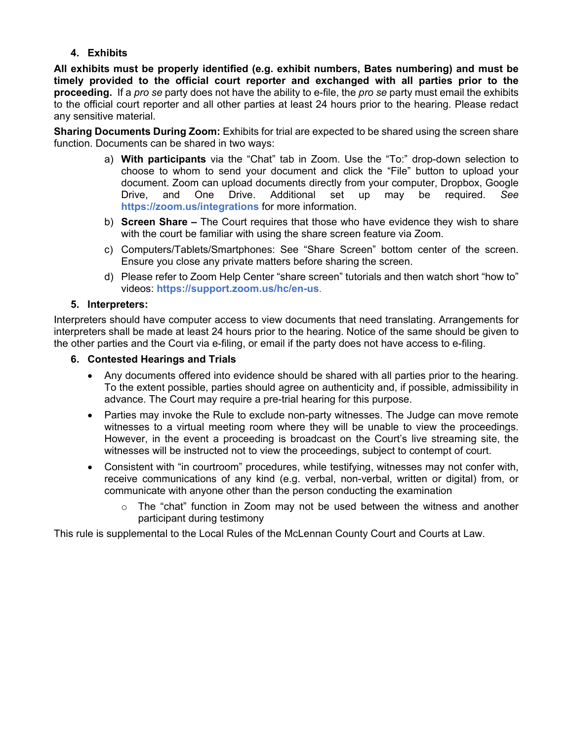4. **Exhibits**

**All exhibits must be properly identified (e.g. exhibit numbers, Bates numbering) and must be timely provided to the official court reporter and exchanged with all parties prior to the proceeding.** If a *pro se* party does not have the ability to e-file, the *pro se* party must email the exhibits to the official court reporter and all other parties at least 24 hours prior to the hearing. Please redact any sensitive material.

**Sharing Documents During Zoom:** Exhibits for trial are expected to be shared using the screen share function. Documents can be shared in two ways:

a) **With participants** via the "Chat" tab in Zoom. Use the "To:" drop-down selection to choose to whom to send your document and click the "File" button to upload your document. Zoom can upload documents directly from your computer, Dropbox, Google Drive, and One Drive. Additional set up may be required. *See* **https://zoom.us/integrations** for more information.

b) **Screen Share –** The Court requires that those who have evidence they wish to share with the court be familiar with using the share screen feature via Zoom.

c) Computers/Tablets/Smartphones: See "Share Screen" bottom center of the screen. Ensure you close any private matters before sharing the screen.

d) Please refer to Zoom Help Center "share screen" tutorials and then watch short "how to" videos: **https://support.zoom.us/hc/en-us**.

5. **Interpreters:**

Interpreters should have computer access to view documents that need translating. Arrangements for interpreters shall be made at least 24 hours prior to the hearing. Notice of the same should be given to the other parties and the Court via e-filing, or email if the party does not have access to e-filing.

6. **Contested Hearings and Trials**

- Any documents offered into evidence should be shared with all parties prior to the hearing. To the extent possible, parties should agree on authenticity and, if possible, admissibility in advance. The Court may require a pre-trial hearing for this purpose.
- Parties may invoke the Rule to exclude non-party witnesses. The Judge can move remote witnesses to a virtual meeting room where they will be unable to view the proceedings. However, in the event a proceeding is broadcast on the Court's live streaming site, the witnesses will be instructed not to view the proceedings, subject to contempt of court.
- Consistent with "in courtroom" procedures, while testifying, witnesses may not confer with, receive communications of any kind (e.g. verbal, non-verbal, written or digital) from, or communicate with anyone other than the person conducting the examination
  - The "chat" function in Zoom may not be used between the witness and another participant during testimony

This rule is supplemental to the Local Rules of the McLennan County Court and Courts at Law.